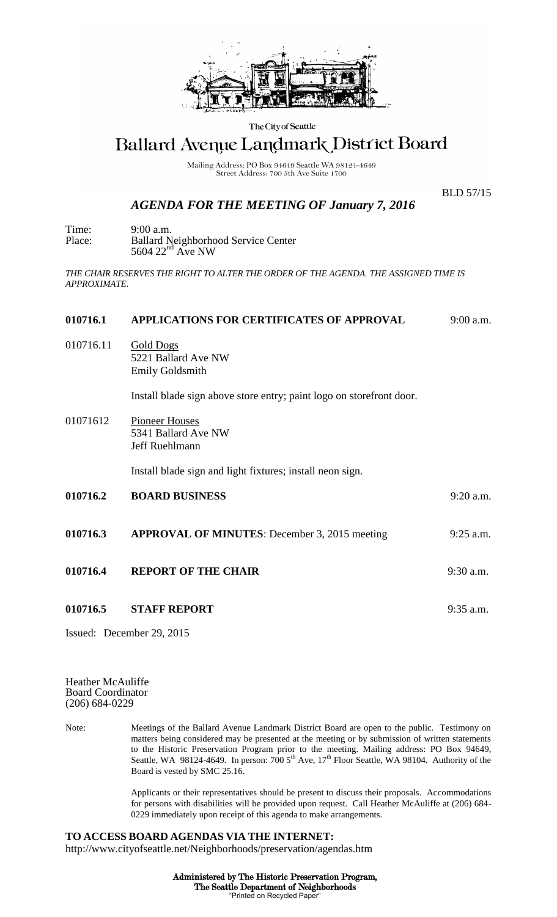The City of Seattle

# Ballard Avenue Landmark District Board

Mailing Address: PO Box 94649 Seattle WA 98124-4649
Street Address: 700 5th Ave Suite 1700

BLD 57/15

## *AGENDA FOR THE MEETING OF January 7, 2016*

Time: 9:00 a.m.
Place: Ballard Neighborhood Service Center
5604 22nd Ave NW

*THE CHAIR RESERVES THE RIGHT TO ALTER THE ORDER OF THE AGENDA. THE ASSIGNED TIME IS APPROXIMATE.*

**010716.1 APPLICATIONS FOR CERTIFICATES OF APPROVAL** 9:00 a.m.

010716.11 Gold Dogs
5221 Ballard Ave NW
Emily Goldsmith

Install blade sign above store entry; paint logo on storefront door.

01071612 Pioneer Houses
5341 Ballard Ave NW
Jeff Ruehlmann

Install blade sign and light fixtures; install neon sign.

**010716.2 BOARD BUSINESS** 9:20 a.m.

**010716.3 APPROVAL OF MINUTES**: December 3, 2015 meeting 9:25 a.m.

**010716.4 REPORT OF THE CHAIR** 9:30 a.m.

**010716.5 STAFF REPORT** 9:35 a.m.

Issued: December 29, 2015

Heather McAuliffe
Board Coordinator
(206) 684-0229

Note: Meetings of the Ballard Avenue Landmark District Board are open to the public. Testimony on matters being considered may be presented at the meeting or by submission of written statements to the Historic Preservation Program prior to the meeting. Mailing address: PO Box 94649, Seattle, WA 98124-4649. In person: 700 5th Ave, 17th Floor Seattle, WA 98104. Authority of the Board is vested by SMC 25.16.

Applicants or their representatives should be present to discuss their proposals. Accommodations for persons with disabilities will be provided upon request. Call Heather McAuliffe at (206) 684-0229 immediately upon receipt of this agenda to make arrangements.

**TO ACCESS BOARD AGENDAS VIA THE INTERNET:**
http://www.cityofseattle.net/Neighborhoods/preservation/agendas.htm

**Administered by The Historic Preservation Program,**
**The Seattle Department of Neighborhoods**
"Printed on Recycled Paper"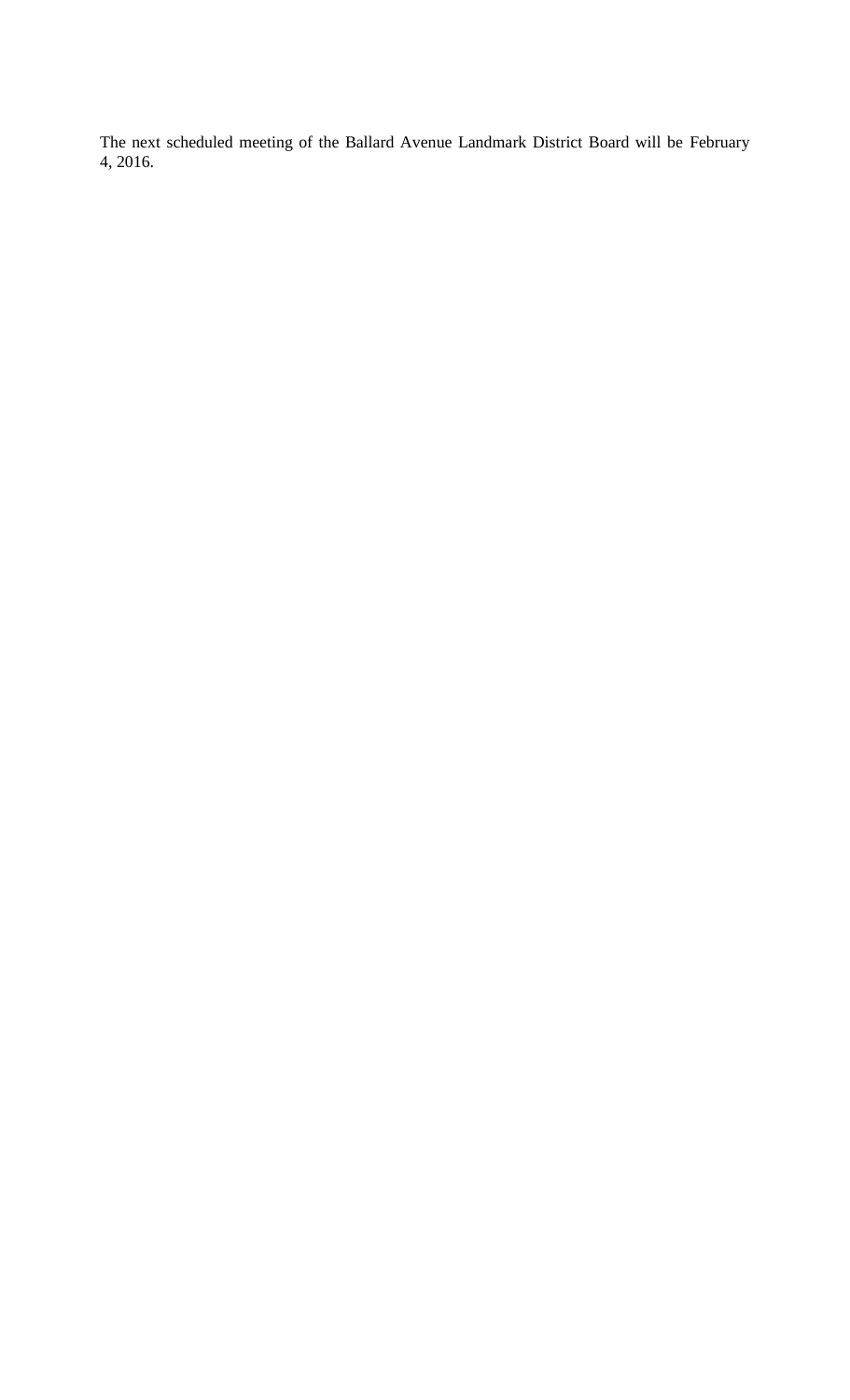The next scheduled meeting of the Ballard Avenue Landmark District Board will be February 4, 2016.